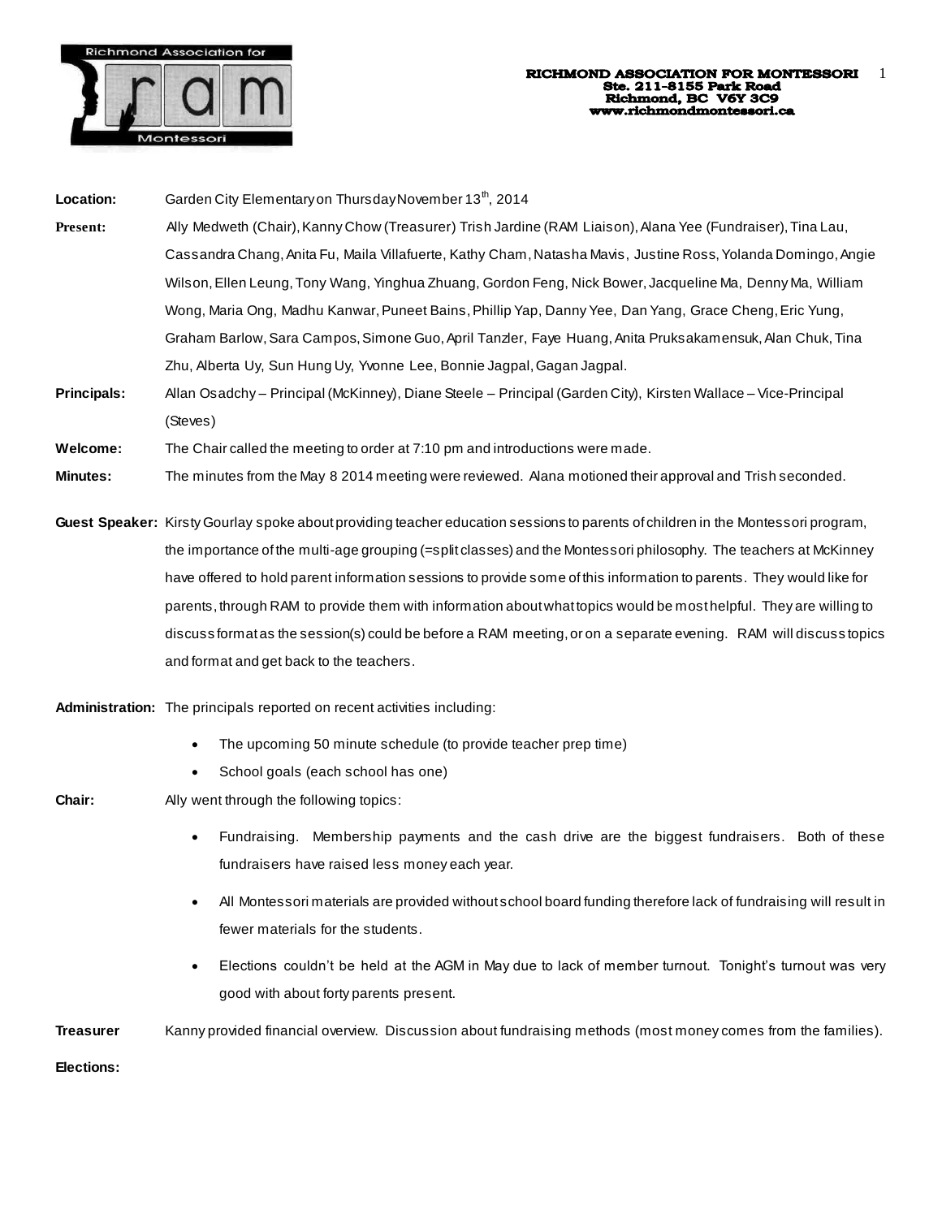**RICHMOND ASSOCIATION FOR MONTESSORI**
**Ste. 211-8155 Park Road**
**Richmond, BC V6Y 3C9**
**www.richmondmontessori.ca**

**Location:** Garden City Elementary on Thursday November 13th, 2014

**Present:** Ally Medweth (Chair), Kanny Chow (Treasurer) Trish Jardine (RAM Liaison), Alana Yee (Fundraiser), Tina Lau, Cassandra Chang, Anita Fu, Maila Villafuerte, Kathy Cham, Natasha Mavis, Justine Ross, Yolanda Domingo, Angie Wilson, Ellen Leung, Tony Wang, Yinghua Zhuang, Gordon Feng, Nick Bower, Jacqueline Ma, Denny Ma, William Wong, Maria Ong, Madhu Kanwar, Puneet Bains, Phillip Yap, Danny Yee, Dan Yang, Grace Cheng, Eric Yung, Graham Barlow, Sara Campos, Simone Guo, April Tanzler, Faye Huang, Anita Pruksakamensuk, Alan Chuk, Tina Zhu, Alberta Uy, Sun Hung Uy, Yvonne Lee, Bonnie Jagpal, Gagan Jagpal.

**Principals:** Allan Osadchy – Principal (McKinney), Diane Steele – Principal (Garden City), Kirsten Wallace – Vice-Principal (Steves)

**Welcome:** The Chair called the meeting to order at 7:10 pm and introductions were made.

**Minutes:** The minutes from the May 8 2014 meeting were reviewed. Alana motioned their approval and Trish seconded.

**Guest Speaker:** Kirsty Gourlay spoke about providing teacher education sessions to parents of children in the Montessori program, the importance of the multi-age grouping (=split classes) and the Montessori philosophy. The teachers at McKinney have offered to hold parent information sessions to provide some of this information to parents. They would like for parents, through RAM to provide them with information about what topics would be most helpful. They are willing to discuss format as the session(s) could be before a RAM meeting, or on a separate evening. RAM will discuss topics and format and get back to the teachers.

**Administration:** The principals reported on recent activities including:

- The upcoming 50 minute schedule (to provide teacher prep time)
- School goals (each school has one)

**Chair:** Ally went through the following topics:

- Fundraising. Membership payments and the cash drive are the biggest fundraisers. Both of these fundraisers have raised less money each year.
- All Montessori materials are provided without school board funding therefore lack of fundraising will result in fewer materials for the students.
- Elections couldn't be held at the AGM in May due to lack of member turnout. Tonight's turnout was very good with about forty parents present.

**Treasurer** Kanny provided financial overview. Discussion about fundraising methods (most money comes from the families).

**Elections:**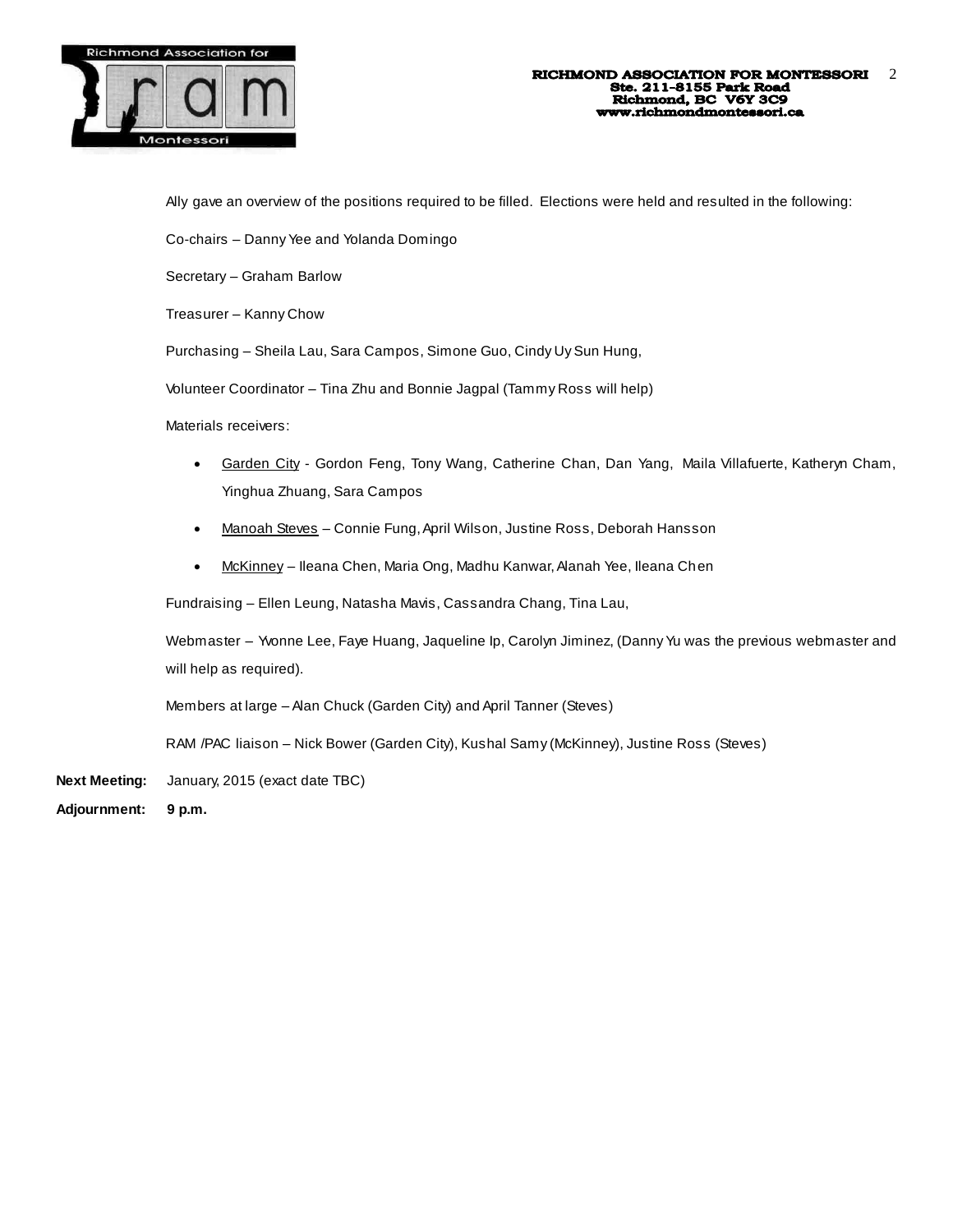Ally gave an overview of the positions required to be filled. Elections were held and resulted in the following:

Co-chairs – Danny Yee and Yolanda Domingo

Secretary – Graham Barlow

Treasurer – Kanny Chow

Purchasing – Sheila Lau, Sara Campos, Simone Guo, Cindy Uy Sun Hung,

Volunteer Coordinator – Tina Zhu and Bonnie Jagpal (Tammy Ross will help)

Materials receivers:

- Garden City - Gordon Feng, Tony Wang, Catherine Chan, Dan Yang, Maila Villafuerte, Katheryn Cham, Yinghua Zhuang, Sara Campos
- Manoah Steves – Connie Fung, April Wilson, Justine Ross, Deborah Hansson
- McKinney – Ileana Chen, Maria Ong, Madhu Kanwar, Alanah Yee, Ileana Chen

Fundraising – Ellen Leung, Natasha Mavis, Cassandra Chang, Tina Lau,

Webmaster – Yvonne Lee, Faye Huang, Jaqueline Ip, Carolyn Jiminez, (Danny Yu was the previous webmaster and will help as required).

Members at large – Alan Chuck (Garden City) and April Tanner (Steves)

RAM /PAC liaison – Nick Bower (Garden City), Kushal Samy (McKinney), Justine Ross (Steves)

**Next Meeting:** January, 2015 (exact date TBC)

**Adjournment:** **9 p.m.**